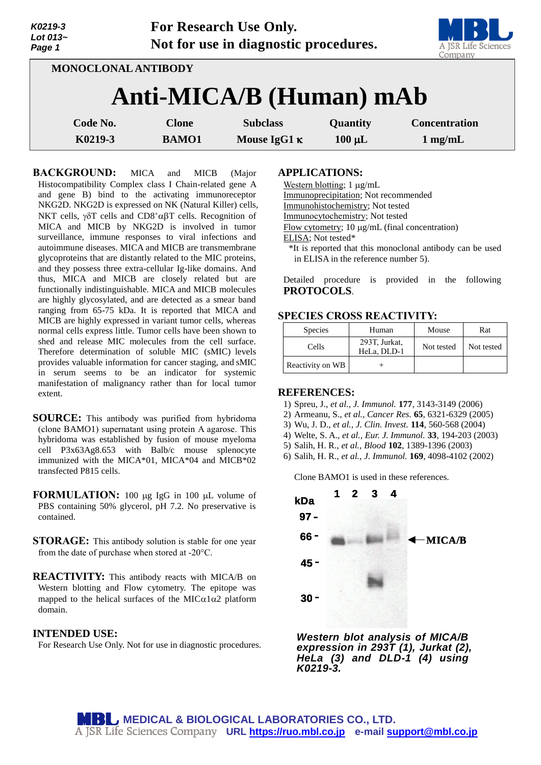For Research Use Only.
Not for use in diagnostic procedures.

MONOCLONAL ANTIBODY

# Anti-MICA/B (Human) mAb

| Code No. | Clone | Subclass | Quantity | Concentration |
|---|---|---|---|---|
| K0219-3 | BAMO1 | Mouse IgG1 κ | 100 μL | 1 mg/mL |

**BACKGROUND:** MICA and MICB (Major Histocompatibility Complex class I Chain-related gene A and gene B) bind to the activating immunoreceptor NKG2D. NKG2D is expressed on NK (Natural Killer) cells, NKT cells, γδT cells and CD8$^+$αβT cells. Recognition of MICA and MICB by NKG2D is involved in tumor surveillance, immune responses to viral infections and autoimmune diseases. MICA and MICB are transmembrane glycoproteins that are distantly related to the MIC proteins, and they possess three extra-cellular Ig-like domains. And thus, MICA and MICB are closely related but are functionally indistinguishable. MICA and MICB molecules are highly glycosylated, and are detected as a smear band ranging from 65-75 kDa. It is reported that MICA and MICB are highly expressed in variant tumor cells, whereas normal cells express little. Tumor cells have been shown to shed and release MIC molecules from the cell surface. Therefore determination of soluble MIC (sMIC) levels provides valuable information for cancer staging, and sMIC in serum seems to be an indicator for systemic manifestation of malignancy rather than for local tumor extent.

**SOURCE:** This antibody was purified from hybridoma (clone BAMO1) supernatant using protein A agarose. This hybridoma was established by fusion of mouse myeloma cell P3x63Ag8.653 with Balb/c mouse splenocyte immunized with the MICA\*01, MICA\*04 and MICB\*02 transfected P815 cells.

**FORMULATION:** 100 µg IgG in 100 µL volume of PBS containing 50% glycerol, pH 7.2. No preservative is contained.

**STORAGE:** This antibody solution is stable for one year from the date of purchase when stored at -20°C.

**REACTIVITY:** This antibody reacts with MICA/B on Western blotting and Flow cytometry. The epitope was mapped to the helical surfaces of the MICα1α2 platform domain.

**INTENDED USE:**
For Research Use Only. Not for use in diagnostic procedures.

**APPLICATIONS:**
Western blotting; 1 µg/mL
Immunoprecipitation; Not recommended
Immunohistochemistry; Not tested
Immunocytochemistry; Not tested
Flow cytometry; 10 µg/mL (final concentration)
ELISA; Not tested*
*It is reported that this monoclonal antibody can be used in ELISA in the reference number 5).

Detailed procedure is provided in the following **PROTOCOLS**.

**SPECIES CROSS REACTIVITY:**

| Species | Human | Mouse | Rat |
|---|---|---|---|
| Cells | 293T, Jurkat, HeLa, DLD-1 | Not tested | Not tested |
| Reactivity on WB | + | | |

**REFERENCES:**
1) Spreu, J., *et al., J. Immunol.* **177**, 3143-3149 (2006)
2) Armeanu, S., *et al., Cancer Res.* **65**, 6321-6329 (2005)
3) Wu, J. D., *et al., J. Clin. Invest.* **114**, 560-568 (2004)
4) Welte, S. A., *et al., Eur. J. Immunol.* **33**, 194-203 (2003)
5) Salih, H. R., *et al., Blood* **102**, 1389-1396 (2003)
6) Salih, H. R., *et al., J. Immunol.* **169**, 4098-4102 (2002)

Clone BAMO1 is used in these references.

kDa 97 - 66 - 45 - 30 - ; lanes 1 2 3 4 ; ← MICA/B

***Western blot analysis of MICA/B expression in 293T (1), Jurkat (2), HeLa (3) and DLD-1 (4) using K0219-3.***

MEDICAL & BIOLOGICAL LABORATORIES CO., LTD.
A JSR Life Sciences Company URL https://ruo.mbl.co.jp e-mail support@mbl.co.jp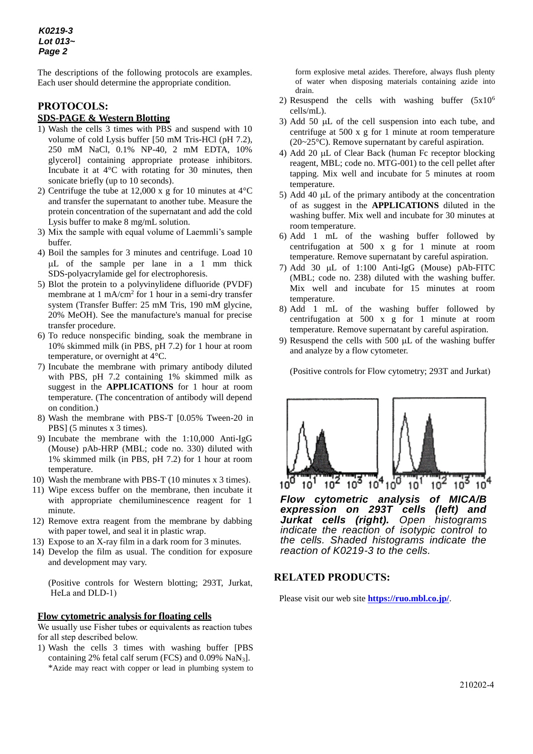The descriptions of the following protocols are examples. Each user should determine the appropriate condition.

## PROTOCOLS:

### SDS-PAGE & Western Blotting

1) Wash the cells 3 times with PBS and suspend with 10 volume of cold Lysis buffer [50 mM Tris-HCl (pH 7.2), 250 mM NaCl, 0.1% NP-40, 2 mM EDTA, 10% glycerol] containing appropriate protease inhibitors. Incubate it at 4°C with rotating for 30 minutes, then sonicate briefly (up to 10 seconds).
2) Centrifuge the tube at 12,000 x g for 10 minutes at 4°C and transfer the supernatant to another tube. Measure the protein concentration of the supernatant and add the cold Lysis buffer to make 8 mg/mL solution.
3) Mix the sample with equal volume of Laemmli's sample buffer.
4) Boil the samples for 3 minutes and centrifuge. Load 10 μL of the sample per lane in a 1 mm thick SDS-polyacrylamide gel for electrophoresis.
5) Blot the protein to a polyvinylidene difluoride (PVDF) membrane at 1 mA/cm$^2$ for 1 hour in a semi-dry transfer system (Transfer Buffer: 25 mM Tris, 190 mM glycine, 20% MeOH). See the manufacture's manual for precise transfer procedure.
6) To reduce nonspecific binding, soak the membrane in 10% skimmed milk (in PBS, pH 7.2) for 1 hour at room temperature, or overnight at 4°C.
7) Incubate the membrane with primary antibody diluted with PBS, pH 7.2 containing 1% skimmed milk as suggest in the **APPLICATIONS** for 1 hour at room temperature. (The concentration of antibody will depend on condition.)
8) Wash the membrane with PBS-T [0.05% Tween-20 in PBS] (5 minutes x 3 times).
9) Incubate the membrane with the 1:10,000 Anti-IgG (Mouse) pAb-HRP (MBL; code no. 330) diluted with 1% skimmed milk (in PBS, pH 7.2) for 1 hour at room temperature.
10) Wash the membrane with PBS-T (10 minutes x 3 times).
11) Wipe excess buffer on the membrane, then incubate it with appropriate chemiluminescence reagent for 1 minute.
12) Remove extra reagent from the membrane by dabbing with paper towel, and seal it in plastic wrap.
13) Expose to an X-ray film in a dark room for 3 minutes.
14) Develop the film as usual. The condition for exposure and development may vary.

(Positive controls for Western blotting; 293T, Jurkat, HeLa and DLD-1)

### Flow cytometric analysis for floating cells

We usually use Fisher tubes or equivalents as reaction tubes for all step described below.

1) Wash the cells 3 times with washing buffer [PBS containing 2% fetal calf serum (FCS) and 0.09% $NaN_3$].
   *Azide may react with copper or lead in plumbing system to form explosive metal azides. Therefore, always flush plenty of water when disposing materials containing azide into drain.
2) Resuspend the cells with washing buffer ($5x10^6$ cells/mL).
3) Add 50 μL of the cell suspension into each tube, and centrifuge at 500 x g for 1 minute at room temperature (20~25°C). Remove supernatant by careful aspiration.
4) Add 20 μL of Clear Back (human Fc receptor blocking reagent, MBL; code no. MTG-001) to the cell pellet after tapping. Mix well and incubate for 5 minutes at room temperature.
5) Add 40 μL of the primary antibody at the concentration of as suggest in the **APPLICATIONS** diluted in the washing buffer. Mix well and incubate for 30 minutes at room temperature.
6) Add 1 mL of the washing buffer followed by centrifugation at 500 x g for 1 minute at room temperature. Remove supernatant by careful aspiration.
7) Add 30 μL of 1:100 Anti-IgG (Mouse) pAb-FITC (MBL; code no. 238) diluted with the washing buffer. Mix well and incubate for 15 minutes at room temperature.
8) Add 1 mL of the washing buffer followed by centrifugation at 500 x g for 1 minute at room temperature. Remove supernatant by careful aspiration.
9) Resuspend the cells with 500 μL of the washing buffer and analyze by a flow cytometer.

(Positive controls for Flow cytometry; 293T and Jurkat)

$10^0$ $10^1$ $10^2$ $10^3$ $10^4$ $10^0$ $10^1$ $10^2$ $10^3$ $10^4$

***Flow cytometric analysis of MICA/B expression on 293T cells (left) and Jurkat cells (right).*** *Open histograms indicate the reaction of isotypic control to the cells. Shaded histograms indicate the reaction of K0219-3 to the cells.*

## RELATED PRODUCTS:

Please visit our web site **https://ruo.mbl.co.jp/**.

210202-4